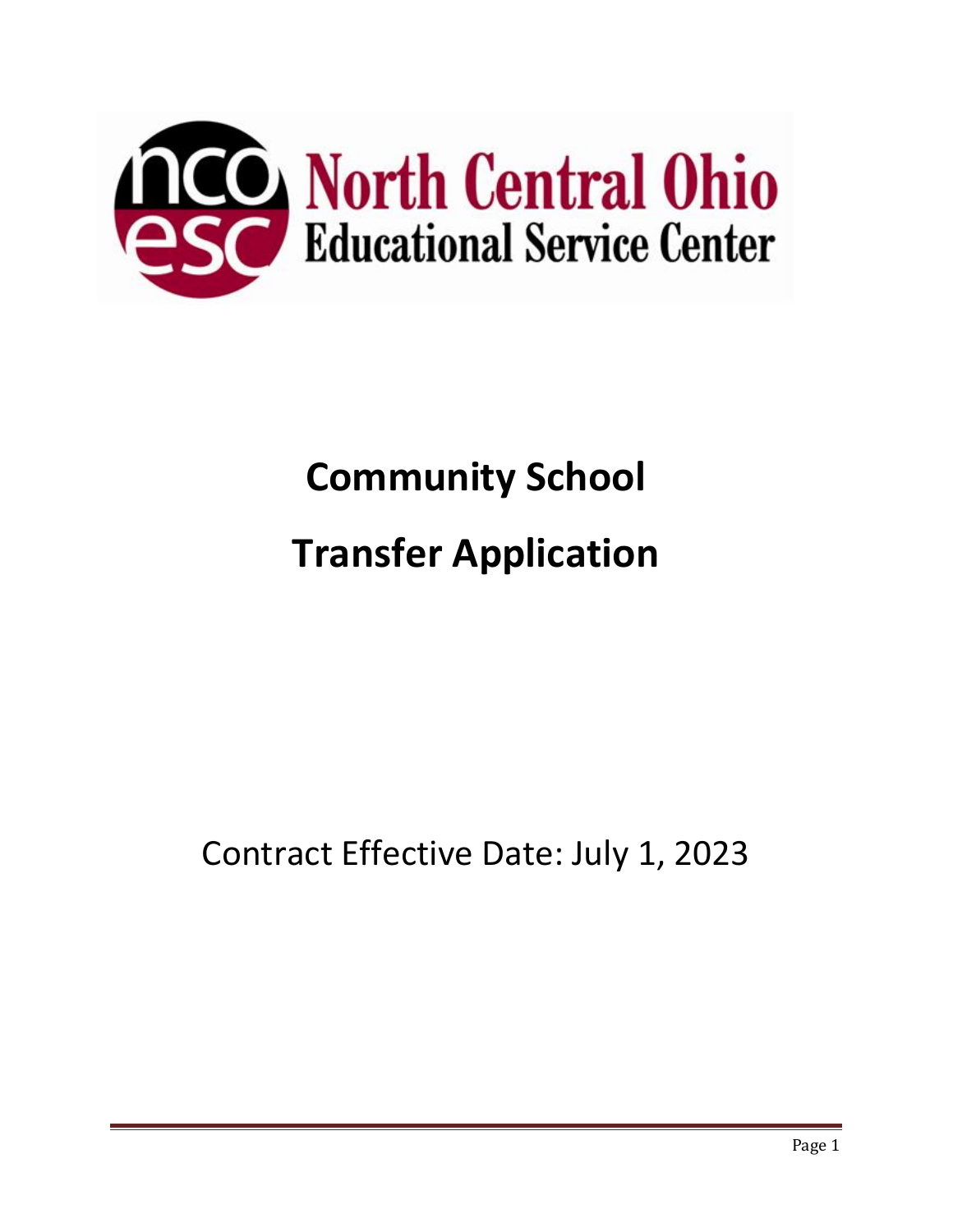North Central Ohio Educational Service Center

# Community School

# Transfer Application

Contract Effective Date: July 1, 2023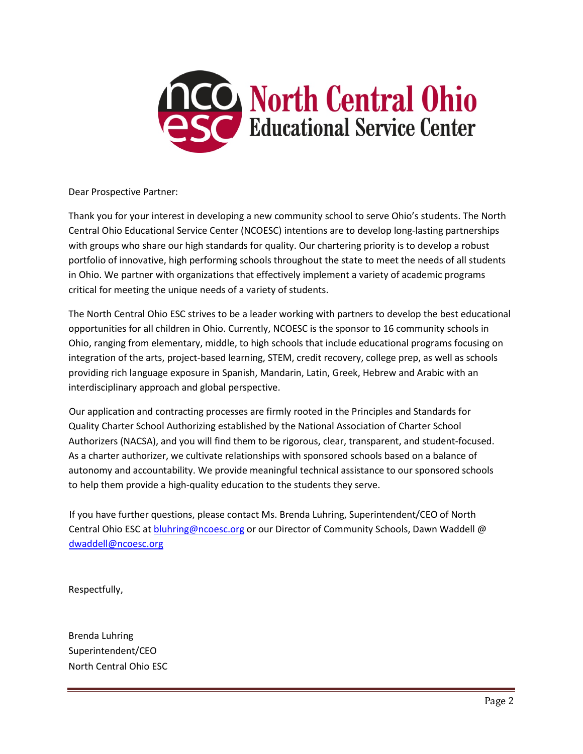# North Central Ohio Educational Service Center

Dear Prospective Partner:

Thank you for your interest in developing a new community school to serve Ohio's students. The North Central Ohio Educational Service Center (NCOESC) intentions are to develop long-lasting partnerships with groups who share our high standards for quality. Our chartering priority is to develop a robust portfolio of innovative, high performing schools throughout the state to meet the needs of all students in Ohio. We partner with organizations that effectively implement a variety of academic programs critical for meeting the unique needs of a variety of students.

The North Central Ohio ESC strives to be a leader working with partners to develop the best educational opportunities for all children in Ohio. Currently, NCOESC is the sponsor to 16 community schools in Ohio, ranging from elementary, middle, to high schools that include educational programs focusing on integration of the arts, project-based learning, STEM, credit recovery, college prep, as well as schools providing rich language exposure in Spanish, Mandarin, Latin, Greek, Hebrew and Arabic with an interdisciplinary approach and global perspective.

Our application and contracting processes are firmly rooted in the Principles and Standards for Quality Charter School Authorizing established by the National Association of Charter School Authorizers (NACSA), and you will find them to be rigorous, clear, transparent, and student-focused. As a charter authorizer, we cultivate relationships with sponsored schools based on a balance of autonomy and accountability. We provide meaningful technical assistance to our sponsored schools to help them provide a high-quality education to the students they serve.

If you have further questions, please contact Ms. Brenda Luhring, Superintendent/CEO of North Central Ohio ESC at [bluhring@ncoesc.org](mailto:bluhring@ncoesc.org) or our Director of Community Schools, Dawn Waddell @ [dwaddell@ncoesc.org](mailto:dwaddell@ncoesc.org)

Respectfully,

Brenda Luhring
Superintendent/CEO
North Central Ohio ESC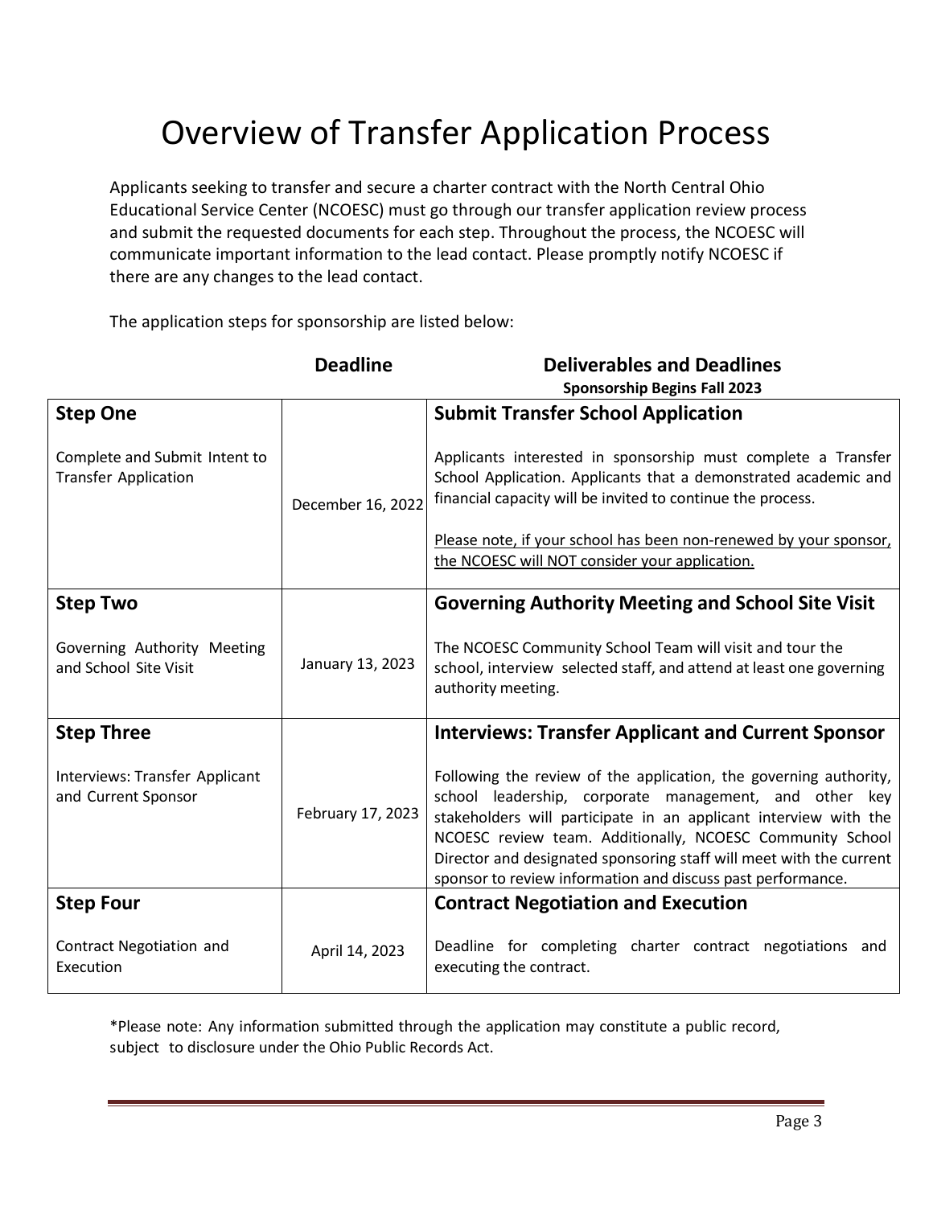# Overview of Transfer Application Process

Applicants seeking to transfer and secure a charter contract with the North Central Ohio Educational Service Center (NCOESC) must go through our transfer application review process and submit the requested documents for each step. Throughout the process, the NCOESC will communicate important information to the lead contact. Please promptly notify NCOESC if there are any changes to the lead contact.

The application steps for sponsorship are listed below:

| | Deadline | Deliverables and Deadlines<br>Sponsorship Begins Fall 2023 |
|---|---|---|
| **Step One**<br><br>Complete and Submit Intent to Transfer Application | December 16, 2022 | **Submit Transfer School Application**<br><br>Applicants interested in sponsorship must complete a Transfer School Application. Applicants that a demonstrated academic and financial capacity will be invited to continue the process.<br><br>Please note, if your school has been non-renewed by your sponsor, the NCOESC will NOT consider your application. |
| **Step Two**<br><br>Governing Authority Meeting and School Site Visit | January 13, 2023 | **Governing Authority Meeting and School Site Visit**<br><br>The NCOESC Community School Team will visit and tour the school, interview selected staff, and attend at least one governing authority meeting. |
| **Step Three**<br><br>Interviews: Transfer Applicant and Current Sponsor | February 17, 2023 | **Interviews: Transfer Applicant and Current Sponsor**<br><br>Following the review of the application, the governing authority, school leadership, corporate management, and other key stakeholders will participate in an applicant interview with the NCOESC review team. Additionally, NCOESC Community School Director and designated sponsoring staff will meet with the current sponsor to review information and discuss past performance. |
| **Step Four**<br><br>Contract Negotiation and Execution | April 14, 2023 | **Contract Negotiation and Execution**<br><br>Deadline for completing charter contract negotiations and executing the contract. |

*Please note: Any information submitted through the application may constitute a public record, subject to disclosure under the Ohio Public Records Act.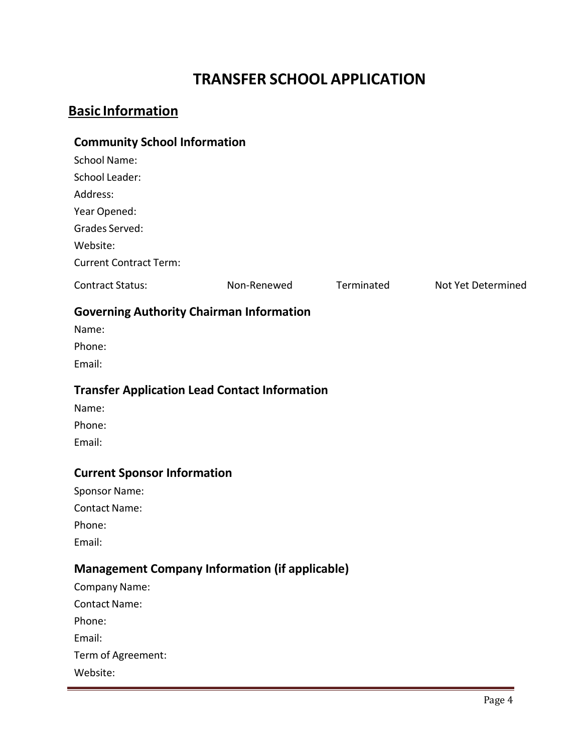# TRANSFER SCHOOL APPLICATION

## Basic Information

### Community School Information

School Name:

School Leader:

Address:

Year Opened:

Grades Served:

Website:

Current Contract Term:

Contract Status: Non-Renewed Terminated Not Yet Determined

### Governing Authority Chairman Information

Name:

Phone:

Email:

### Transfer Application Lead Contact Information

Name:

Phone:

Email:

### Current Sponsor Information

Sponsor Name:

Contact Name:

Phone:

Email:

### Management Company Information (if applicable)

Company Name:

Contact Name:

Phone:

Email:

Term of Agreement:

Website: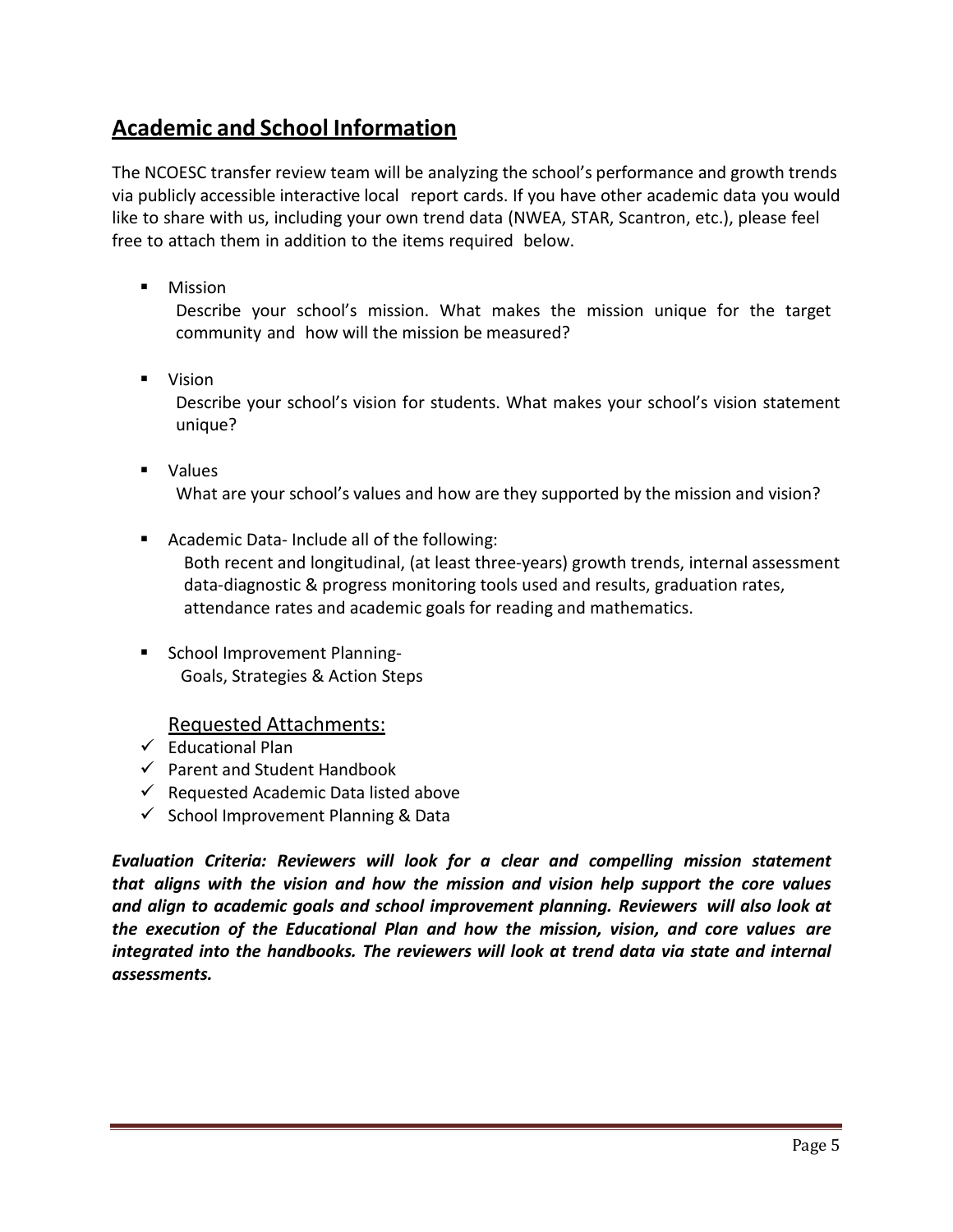## Academic and School Information

The NCOESC transfer review team will be analyzing the school's performance and growth trends via publicly accessible interactive local report cards. If you have other academic data you would like to share with us, including your own trend data (NWEA, STAR, Scantron, etc.), please feel free to attach them in addition to the items required below.

- Mission
  Describe your school's mission. What makes the mission unique for the target community and how will the mission be measured?

- Vision
  Describe your school's vision for students. What makes your school's vision statement unique?

- Values
  What are your school's values and how are they supported by the mission and vision?

- Academic Data- Include all of the following:
  Both recent and longitudinal, (at least three-years) growth trends, internal assessment data-diagnostic & progress monitoring tools used and results, graduation rates, attendance rates and academic goals for reading and mathematics.

- School Improvement Planning-
  Goals, Strategies & Action Steps

Requested Attachments:

- ✓ Educational Plan
- ✓ Parent and Student Handbook
- ✓ Requested Academic Data listed above
- ✓ School Improvement Planning & Data

***Evaluation Criteria: Reviewers will look for a clear and compelling mission statement that aligns with the vision and how the mission and vision help support the core values and align to academic goals and school improvement planning. Reviewers will also look at the execution of the Educational Plan and how the mission, vision, and core values are integrated into the handbooks. The reviewers will look at trend data via state and internal assessments.***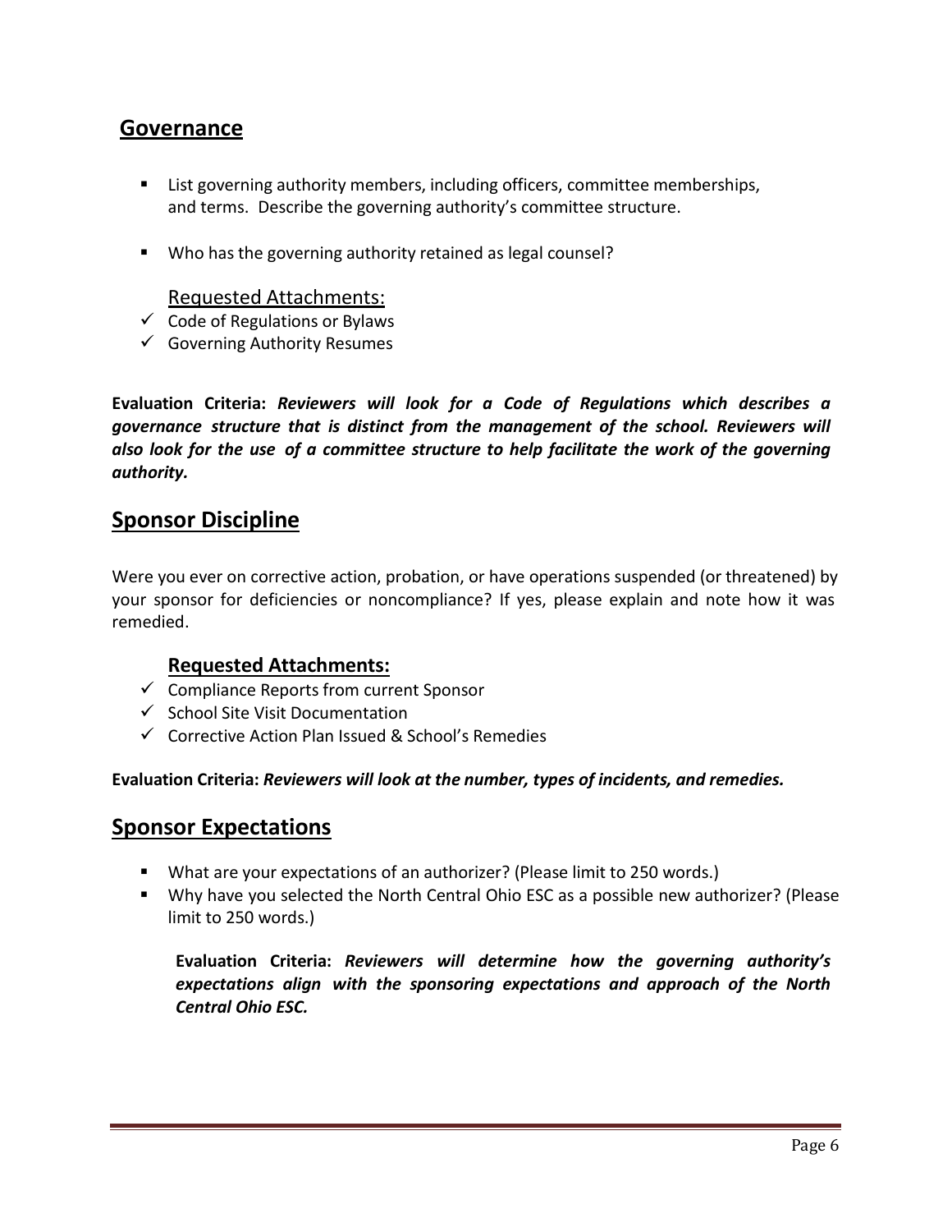## Governance

- List governing authority members, including officers, committee memberships, and terms. Describe the governing authority's committee structure.
- Who has the governing authority retained as legal counsel?

Requested Attachments:

- ✓ Code of Regulations or Bylaws
- ✓ Governing Authority Resumes

**Evaluation Criteria:** ***Reviewers will look for a Code of Regulations which describes a governance structure that is distinct from the management of the school. Reviewers will also look for the use of a committee structure to help facilitate the work of the governing authority.***

## Sponsor Discipline

Were you ever on corrective action, probation, or have operations suspended (or threatened) by your sponsor for deficiencies or noncompliance? If yes, please explain and note how it was remedied.

**Requested Attachments:**

- ✓ Compliance Reports from current Sponsor
- ✓ School Site Visit Documentation
- ✓ Corrective Action Plan Issued & School's Remedies

**Evaluation Criteria:** ***Reviewers will look at the number, types of incidents, and remedies.***

## Sponsor Expectations

- What are your expectations of an authorizer? (Please limit to 250 words.)
- Why have you selected the North Central Ohio ESC as a possible new authorizer? (Please limit to 250 words.)

**Evaluation Criteria:** ***Reviewers will determine how the governing authority's expectations align with the sponsoring expectations and approach of the North Central Ohio ESC.***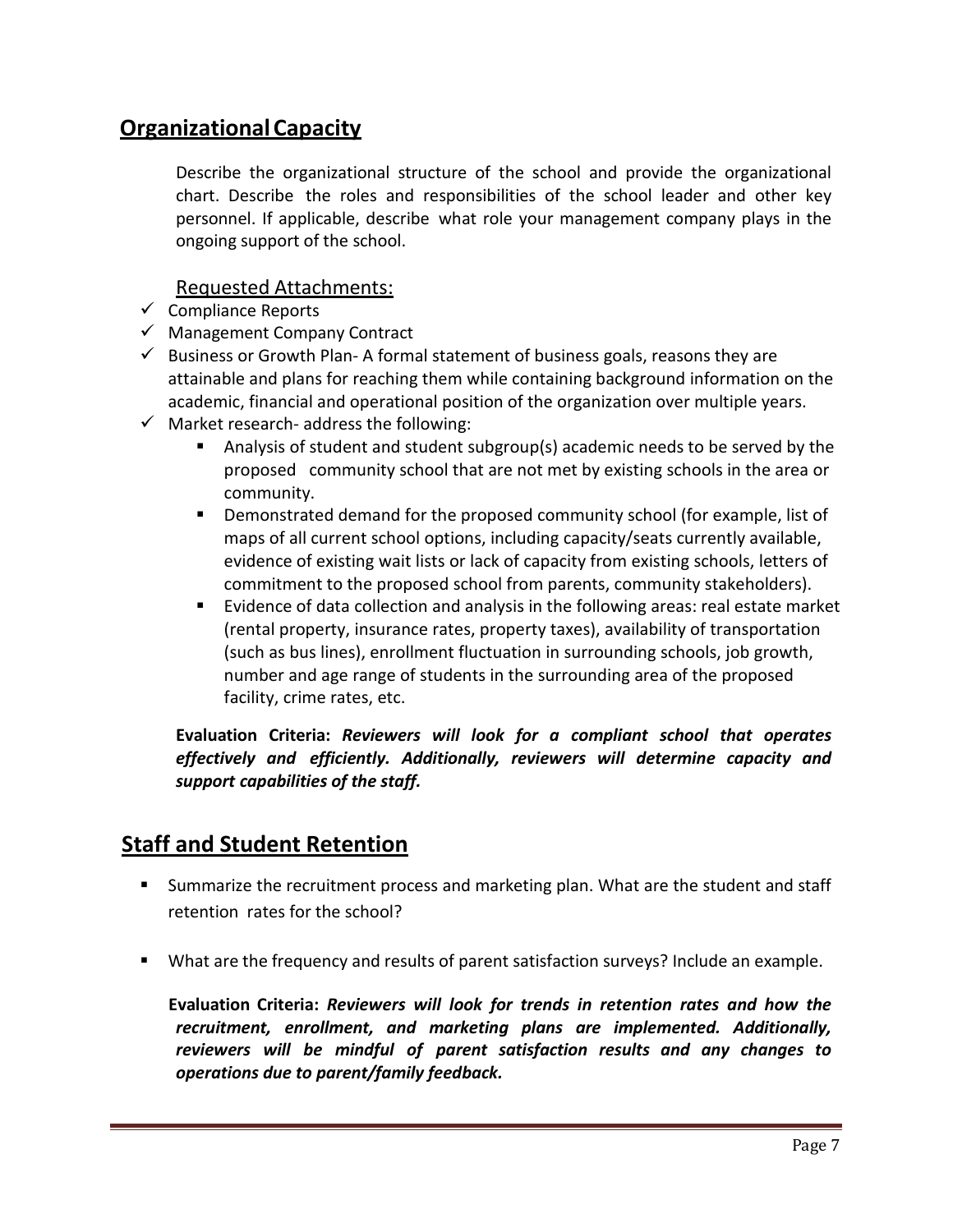## Organizational Capacity

Describe the organizational structure of the school and provide the organizational chart. Describe the roles and responsibilities of the school leader and other key personnel. If applicable, describe what role your management company plays in the ongoing support of the school.

### Requested Attachments:

- ✓ Compliance Reports
- ✓ Management Company Contract
- ✓ Business or Growth Plan- A formal statement of business goals, reasons they are attainable and plans for reaching them while containing background information on the academic, financial and operational position of the organization over multiple years.
- ✓ Market research- address the following:
  - Analysis of student and student subgroup(s) academic needs to be served by the proposed community school that are not met by existing schools in the area or community.
  - Demonstrated demand for the proposed community school (for example, list of maps of all current school options, including capacity/seats currently available, evidence of existing wait lists or lack of capacity from existing schools, letters of commitment to the proposed school from parents, community stakeholders).
  - Evidence of data collection and analysis in the following areas: real estate market (rental property, insurance rates, property taxes), availability of transportation (such as bus lines), enrollment fluctuation in surrounding schools, job growth, number and age range of students in the surrounding area of the proposed facility, crime rates, etc.

**Evaluation Criteria:** ***Reviewers will look for a compliant school that operates effectively and efficiently. Additionally, reviewers will determine capacity and support capabilities of the staff.***

## Staff and Student Retention

- Summarize the recruitment process and marketing plan. What are the student and staff retention rates for the school?
- What are the frequency and results of parent satisfaction surveys? Include an example.

**Evaluation Criteria:** ***Reviewers will look for trends in retention rates and how the recruitment, enrollment, and marketing plans are implemented. Additionally, reviewers will be mindful of parent satisfaction results and any changes to operations due to parent/family feedback.***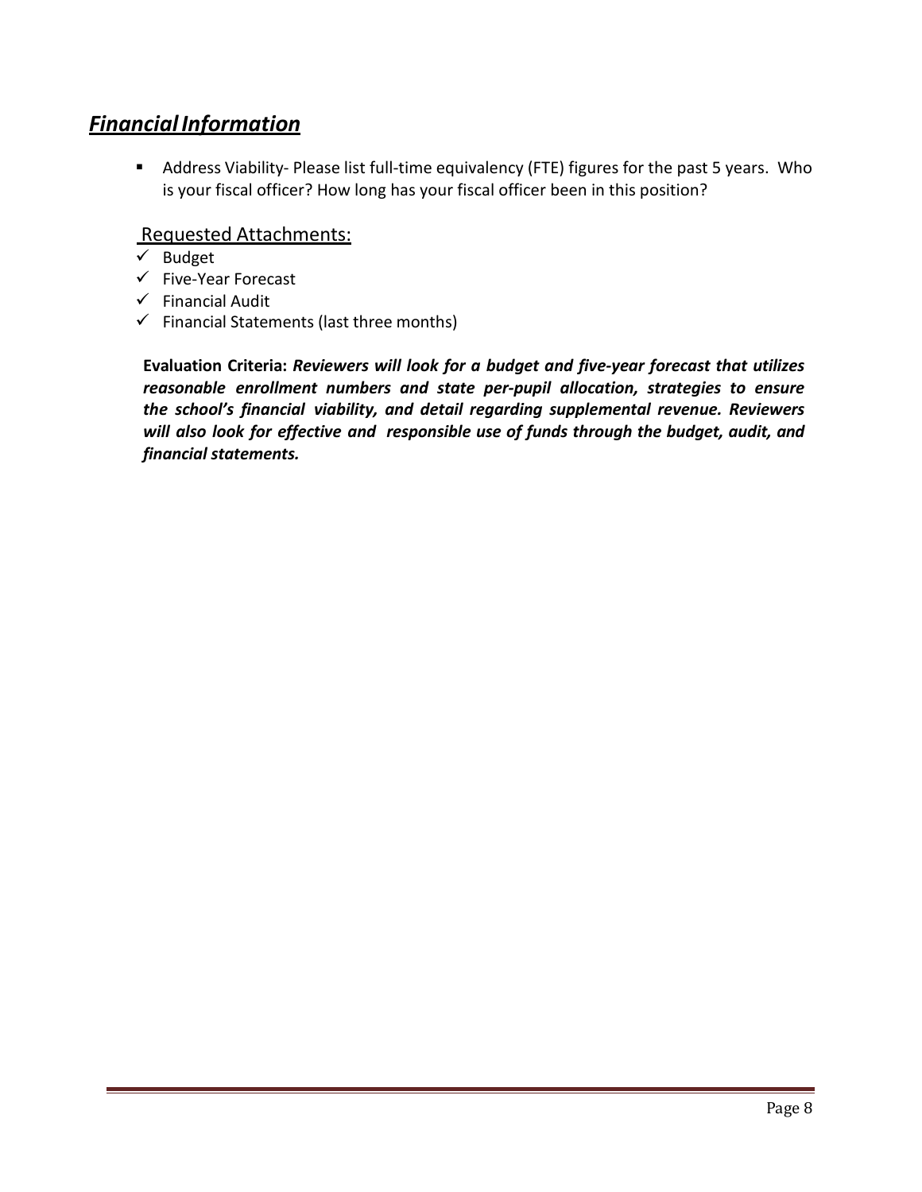## ***Financial Information***

- Address Viability- Please list full-time equivalency (FTE) figures for the past 5 years. Who is your fiscal officer? How long has your fiscal officer been in this position?

### Requested Attachments:

- ✓ Budget
- ✓ Five-Year Forecast
- ✓ Financial Audit
- ✓ Financial Statements (last three months)

**Evaluation Criteria:** ***Reviewers will look for a budget and five-year forecast that utilizes reasonable enrollment numbers and state per-pupil allocation, strategies to ensure the school's financial viability, and detail regarding supplemental revenue. Reviewers will also look for effective and responsible use of funds through the budget, audit, and financial statements.***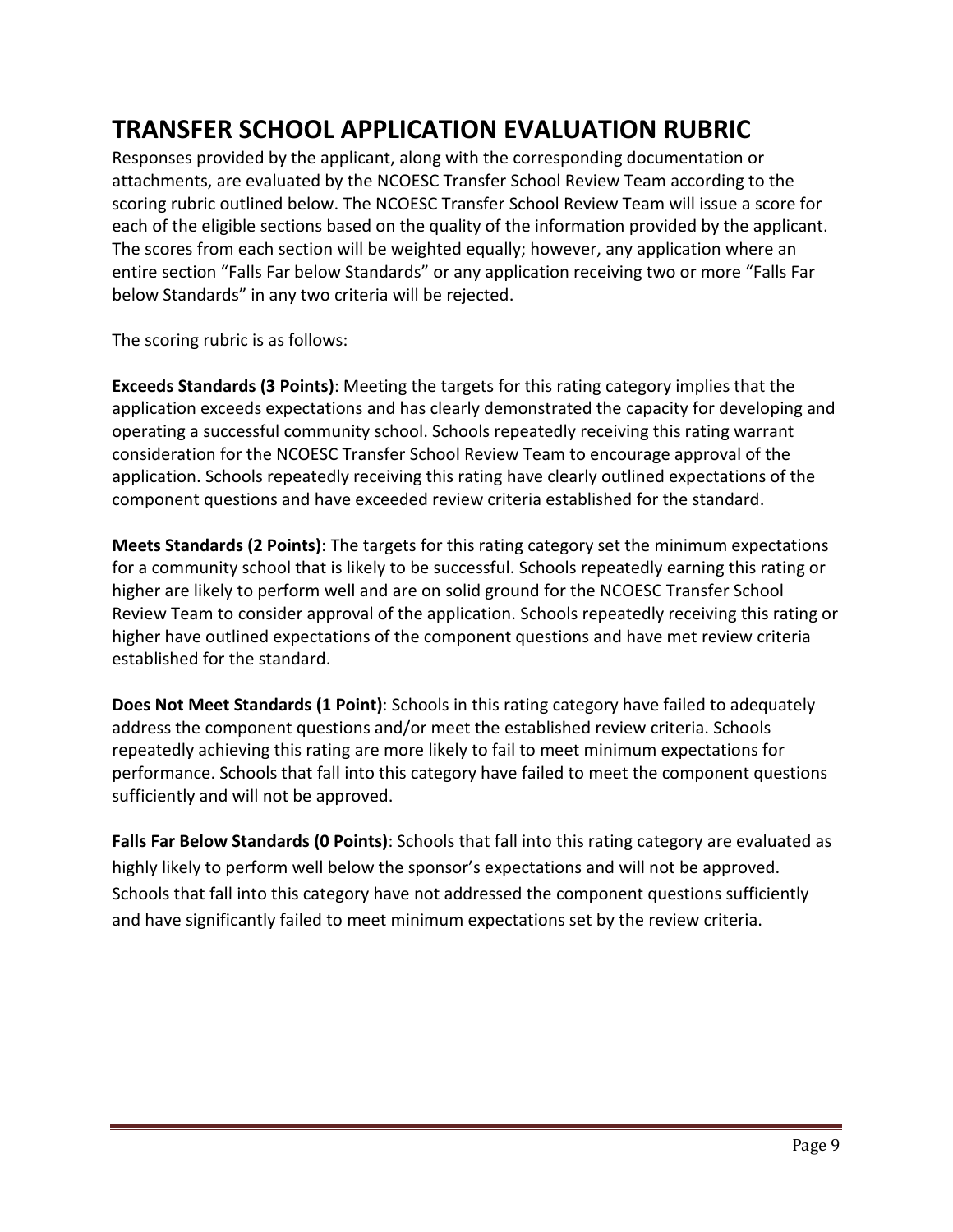# TRANSFER SCHOOL APPLICATION EVALUATION RUBRIC

Responses provided by the applicant, along with the corresponding documentation or attachments, are evaluated by the NCOESC Transfer School Review Team according to the scoring rubric outlined below. The NCOESC Transfer School Review Team will issue a score for each of the eligible sections based on the quality of the information provided by the applicant. The scores from each section will be weighted equally; however, any application where an entire section "Falls Far below Standards" or any application receiving two or more "Falls Far below Standards" in any two criteria will be rejected.

The scoring rubric is as follows:

**Exceeds Standards (3 Points)**: Meeting the targets for this rating category implies that the application exceeds expectations and has clearly demonstrated the capacity for developing and operating a successful community school. Schools repeatedly receiving this rating warrant consideration for the NCOESC Transfer School Review Team to encourage approval of the application. Schools repeatedly receiving this rating have clearly outlined expectations of the component questions and have exceeded review criteria established for the standard.

**Meets Standards (2 Points)**: The targets for this rating category set the minimum expectations for a community school that is likely to be successful. Schools repeatedly earning this rating or higher are likely to perform well and are on solid ground for the NCOESC Transfer School Review Team to consider approval of the application. Schools repeatedly receiving this rating or higher have outlined expectations of the component questions and have met review criteria established for the standard.

**Does Not Meet Standards (1 Point)**: Schools in this rating category have failed to adequately address the component questions and/or meet the established review criteria. Schools repeatedly achieving this rating are more likely to fail to meet minimum expectations for performance. Schools that fall into this category have failed to meet the component questions sufficiently and will not be approved.

**Falls Far Below Standards (0 Points)**: Schools that fall into this rating category are evaluated as highly likely to perform well below the sponsor's expectations and will not be approved. Schools that fall into this category have not addressed the component questions sufficiently and have significantly failed to meet minimum expectations set by the review criteria.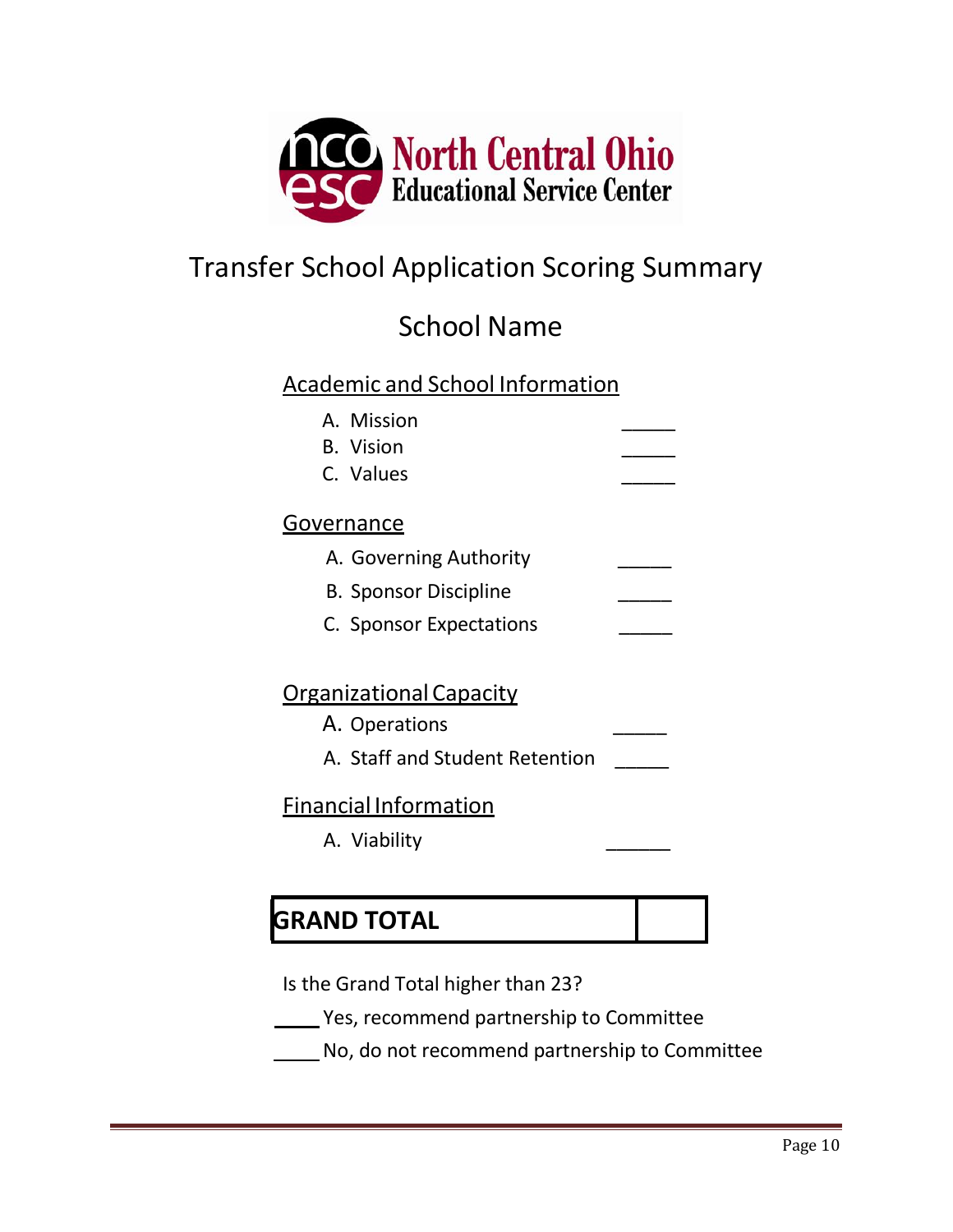North Central Ohio Educational Service Center

# Transfer School Application Scoring Summary

## School Name

**Academic and School Information**

A. Mission _____
B. Vision _____
C. Values _____

**Governance**

A. Governing Authority _____
B. Sponsor Discipline _____
C. Sponsor Expectations _____

**Organizational Capacity**

A. Operations _____
A. Staff and Student Retention _____

**Financial Information**

A. Viability ______

| | |
|---|---|
| **GRAND TOTAL** | |

Is the Grand Total higher than 23?

____ Yes, recommend partnership to Committee
____ No, do not recommend partnership to Committee